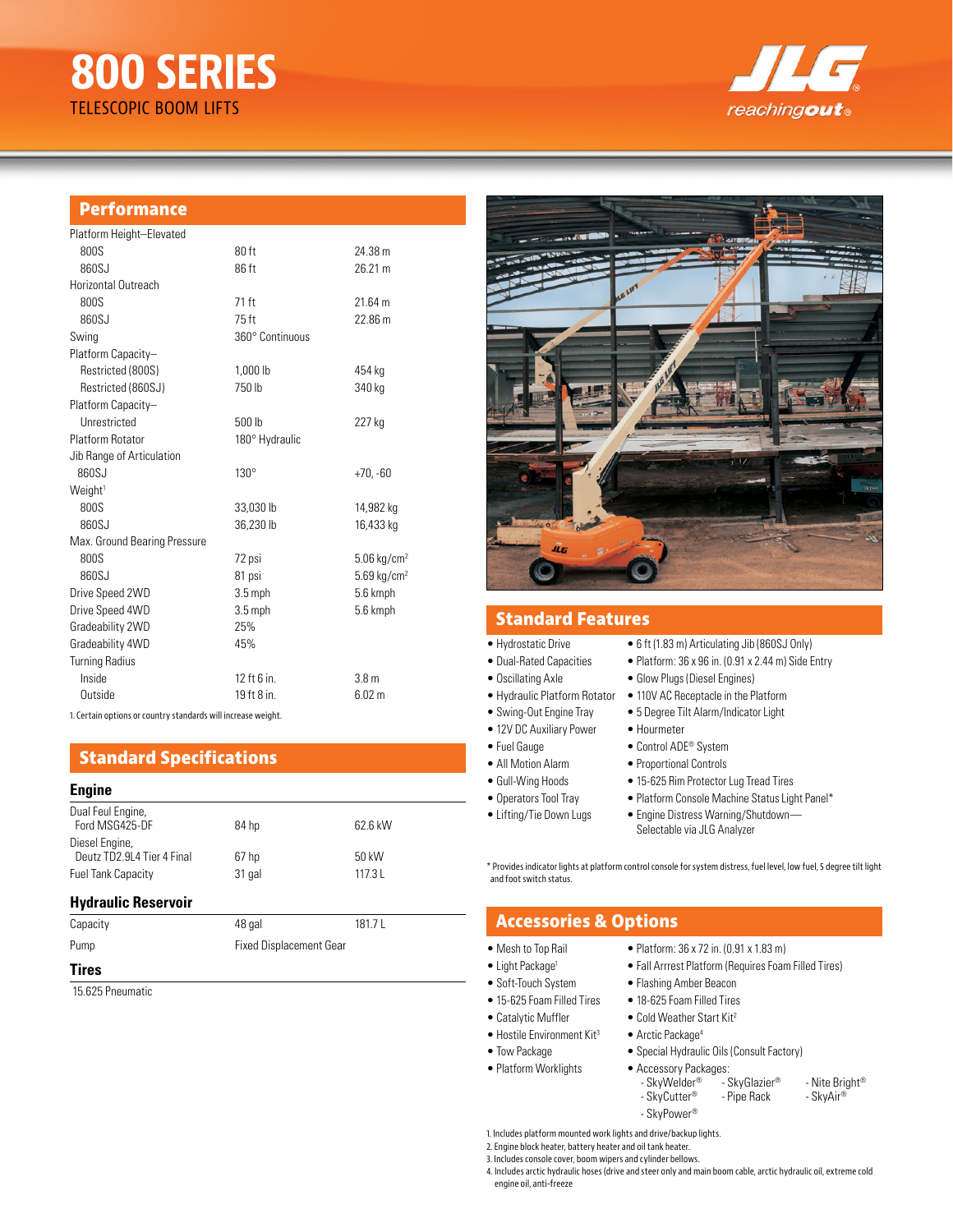# 800 SERIES

TELESCOPIC BOOM LIFTS

JLG reachingout®

## Performance

| | | |
|---|---|---|
| Platform Height–Elevated | | |
| 800S | 80 ft | 24.38 m |
| 860SJ | 86 ft | 26.21 m |
| Horizontal Outreach | | |
| 800S | 71 ft | 21.64 m |
| 860SJ | 75 ft | 22.86 m |
| Swing | 360° Continuous | |
| Platform Capacity–Restricted (800S) | 1,000 lb | 454 kg |
| Restricted (860SJ) | 750 lb | 340 kg |
| Platform Capacity–Unrestricted | 500 lb | 227 kg |
| Platform Rotator | 180° Hydraulic | |
| Jib Range of Articulation | | |
| 860SJ | 130° | +70, -60 |
| Weight[1] | | |
| 800S | 33,030 lb | 14,982 kg |
| 860SJ | 36,230 lb | 16,433 kg |
| Max. Ground Bearing Pressure | | |
| 800S | 72 psi | 5.06 kg/cm² |
| 860SJ | 81 psi | 5.69 kg/cm² |
| Drive Speed 2WD | 3.5 mph | 5.6 kmph |
| Drive Speed 4WD | 3.5 mph | 5.6 kmph |
| Gradeability 2WD | 25% | |
| Gradeability 4WD | 45% | |
| Turning Radius | | |
| Inside | 12 ft 6 in. | 3.8 m |
| Outside | 19 ft 8 in. | 6.02 m |

1. Certain options or country standards will increase weight.

## Standard Specifications

### Engine

| | | |
|---|---|---|
| Dual Feul Engine, Ford MSG425-DF | 84 hp | 62.6 kW |
| Diesel Engine, Deutz TD2.9L4 Tier 4 Final | 67 hp | 50 kW |
| Fuel Tank Capacity | 31 gal | 117.3 L |

### Hydraulic Reservoir

| | | |
|---|---|---|
| Capacity | 48 gal | 181.7 L |
| Pump | Fixed Displacement Gear | |

### Tires

15.625 Pneumatic

## Standard Features

- Hydrostatic Drive
- Dual-Rated Capacities
- Oscillating Axle
- Hydraulic Platform Rotator
- Swing-Out Engine Tray
- 12V DC Auxiliary Power
- Fuel Gauge
- All Motion Alarm
- Gull-Wing Hoods
- Operators Tool Tray
- Lifting/Tie Down Lugs
- 6 ft (1.83 m) Articulating Jib (860SJ Only)
- Platform: 36 x 96 in. (0.91 x 2.44 m) Side Entry
- Glow Plugs (Diesel Engines)
- 110V AC Receptacle in the Platform
- 5 Degree Tilt Alarm/Indicator Light
- Hourmeter
- Control ADE® System
- Proportional Controls
- 15-625 Rim Protector Lug Tread Tires
- Platform Console Machine Status Light Panel*
- Engine Distress Warning/Shutdown—Selectable via JLG Analyzer

* Provides indicator lights at platform control console for system distress, fuel level, low fuel, 5 degree tilt light and foot switch status.

## Accessories & Options

- Mesh to Top Rail
- Light Package[1]
- Soft-Touch System
- 15-625 Foam Filled Tires
- Catalytic Muffler
- Hostile Environment Kit[3]
- Tow Package
- Platform Worklights
- Platform: 36 x 72 in. (0.91 x 1.83 m)
- Fall Arrrest Platform (Requires Foam Filled Tires)
- Flashing Amber Beacon
- 18-625 Foam Filled Tires
- Cold Weather Start Kit[2]
- Arctic Package[4]
- Special Hydraulic Oils (Consult Factory)
- Accessory Packages:
  - SkyWelder®
  - SkyCutter®
  - SkyPower®
  - SkyGlazier®
  - Pipe Rack
  - Nite Bright®
  - SkyAir®

1. Includes platform mounted work lights and drive/backup lights.
2. Engine block heater, battery heater and oil tank heater.
3. Includes console cover, boom wipers and cylinder bellows.
4. Includes arctic hydraulic hoses (drive and steer only and main boom cable, arctic hydraulic oil, extreme cold engine oil, anti-freeze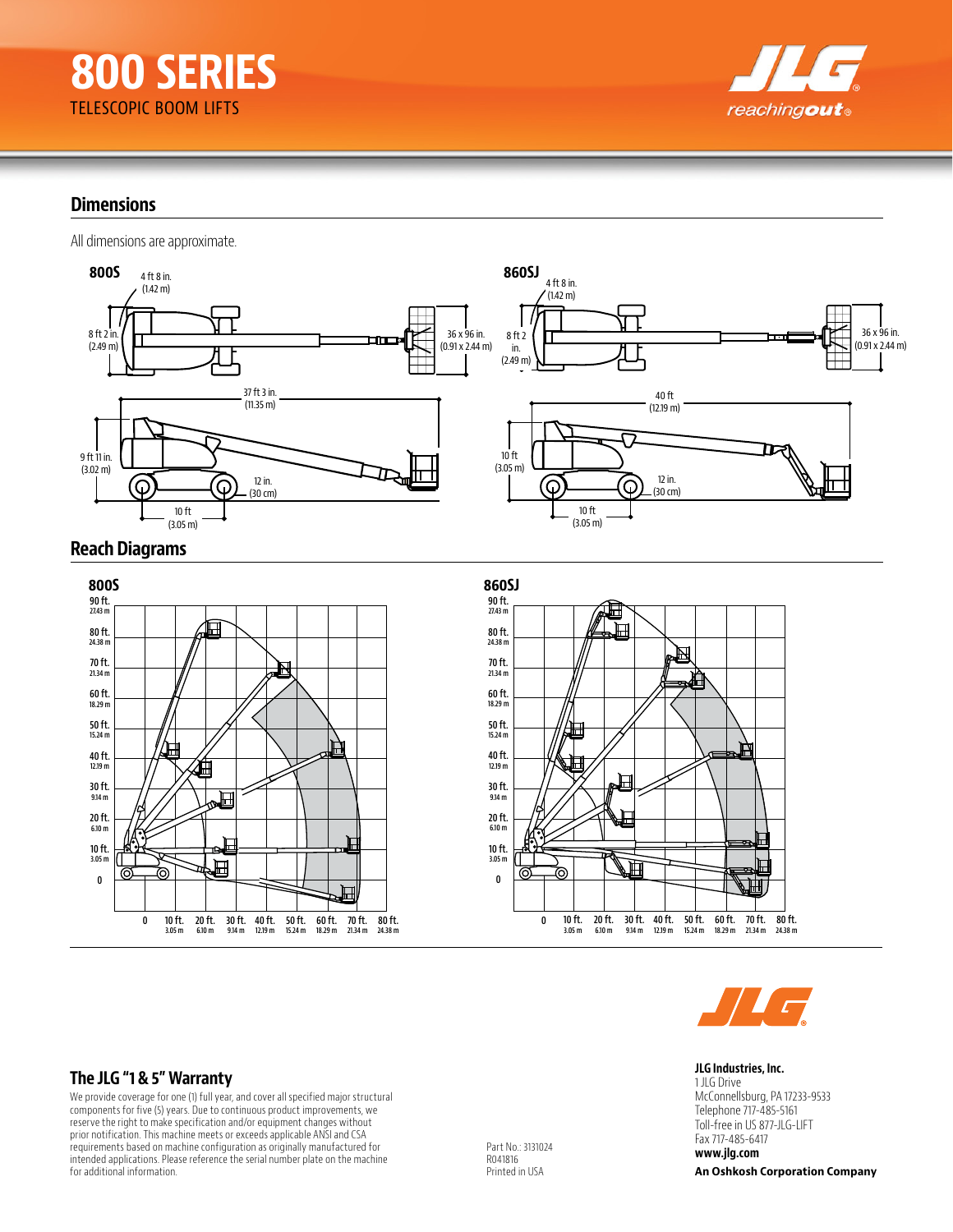# 800 SERIES

TELESCOPIC BOOM LIFTS

## Dimensions

All dimensions are approximate.

### 800S

4 ft 8 in.
(1.42 m)

8 ft 2 in.
(2.49 m)

36 x 96 in.
(0.91 x 2.44 m)

37 ft 3 in.
(11.35 m)

9 ft 11 in.
(3.02 m)

12 in.
(30 cm)

10 ft
(3.05 m)

### 860SJ

4 ft 8 in.
(1.42 m)

8 ft 2 in.
(2.49 m)

36 x 96 in.
(0.91 x 2.44 m)

40 ft
(12.19 m)

10 ft
(3.05 m)

12 in.
(30 cm)

10 ft
(3.05 m)

## Reach Diagrams

### 800S

90 ft. 27.43 m
80 ft. 24.38 m
70 ft. 21.34 m
60 ft. 18.29 m
50 ft. 15.24 m
40 ft. 12.19 m
30 ft. 9.14 m
20 ft. 6.10 m
10 ft. 3.05 m
0

0
10 ft. 3.05 m
20 ft. 6.10 m
30 ft. 9.14 m
40 ft. 12.19 m
50 ft. 15.24 m
60 ft. 18.29 m
70 ft. 21.34 m
80 ft. 24.38 m

### 860SJ

90 ft. 27.43 m
80 ft. 24.38 m
70 ft. 21.34 m
60 ft. 18.29 m
50 ft. 15.24 m
40 ft. 12.19 m
30 ft. 9.14 m
20 ft. 6.10 m
10 ft. 3.05 m
0

0
10 ft. 3.05 m
20 ft. 6.10 m
30 ft. 9.14 m
40 ft. 12.19 m
50 ft. 15.24 m
60 ft. 18.29 m
70 ft. 21.34 m
80 ft. 24.38 m

## The JLG "1 & 5" Warranty

We provide coverage for one (1) full year, and cover all specified major structural components for five (5) years. Due to continuous product improvements, we reserve the right to make specification and/or equipment changes without prior notification. This machine meets or exceeds applicable ANSI and CSA requirements based on machine configuration as originally manufactured for intended applications. Please reference the serial number plate on the machine for additional information.

Part No.: 3131024
R041816
Printed in USA

**JLG Industries, Inc.**
1 JLG Drive
McConnellsburg, PA 17233-9533
Telephone 717-485-5161
Toll-free in US 877-JLG-LIFT
Fax 717-485-6417
**www.jlg.com**

**An Oshkosh Corporation Company**